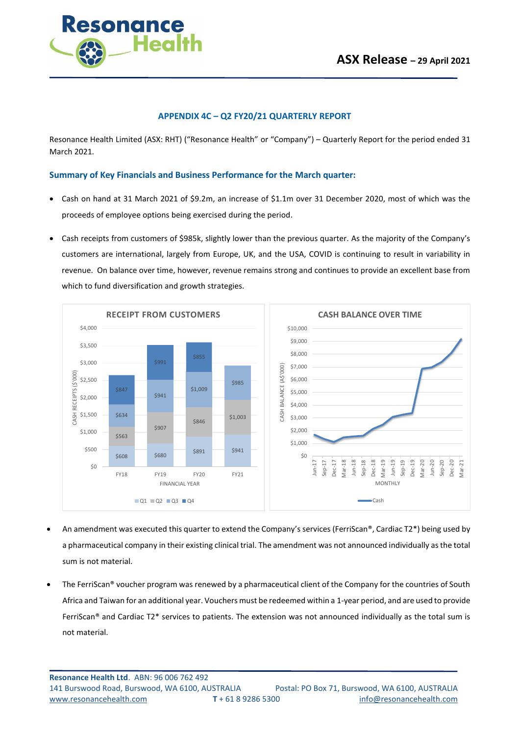# ASX Release – 29 April 2021

## APPENDIX 4C – Q2 FY20/21 QUARTERLY REPORT

Resonance Health Limited (ASX: RHT) ("Resonance Health" or "Company") – Quarterly Report for the period ended 31 March 2021.

### Summary of Key Financials and Business Performance for the March quarter:

- Cash on hand at 31 March 2021 of $9.2m, an increase of $1.1m over 31 December 2020, most of which was the proceeds of employee options being exercised during the period.
- Cash receipts from customers of $985k, slightly lower than the previous quarter. As the majority of the Company's customers are international, largely from Europe, UK, and the USA, COVID is continuing to result in variability in revenue. On balance over time, however, revenue remains strong and continues to provide an excellent base from which to fund diversification and growth strategies.

**RECEIPT FROM CUSTOMERS** (Cash receipts ($'000))

| Financial Year | Q1 | Q2 | Q3 | Q4 |
|---|---|---|---|---|
| FY18 | $608 | $563 | $634 | $847 |
| FY19 | $680 | $907 | $941 | $991 |
| FY20 | $891 | $846 | $1,009 | $855 |
| FY21 | $941 | $1,003 | $985 | |

**CASH BALANCE OVER TIME** (Cash balance (A$'000), monthly, Jun-17 to Mar-21)

- An amendment was executed this quarter to extend the Company's services (FerriScan®, Cardiac T2*) being used by a pharmaceutical company in their existing clinical trial. The amendment was not announced individually as the total sum is not material.
- The FerriScan® voucher program was renewed by a pharmaceutical client of the Company for the countries of South Africa and Taiwan for an additional year. Vouchers must be redeemed within a 1-year period, and are used to provide FerriScan® and Cardiac T2* services to patients. The extension was not announced individually as the total sum is not material.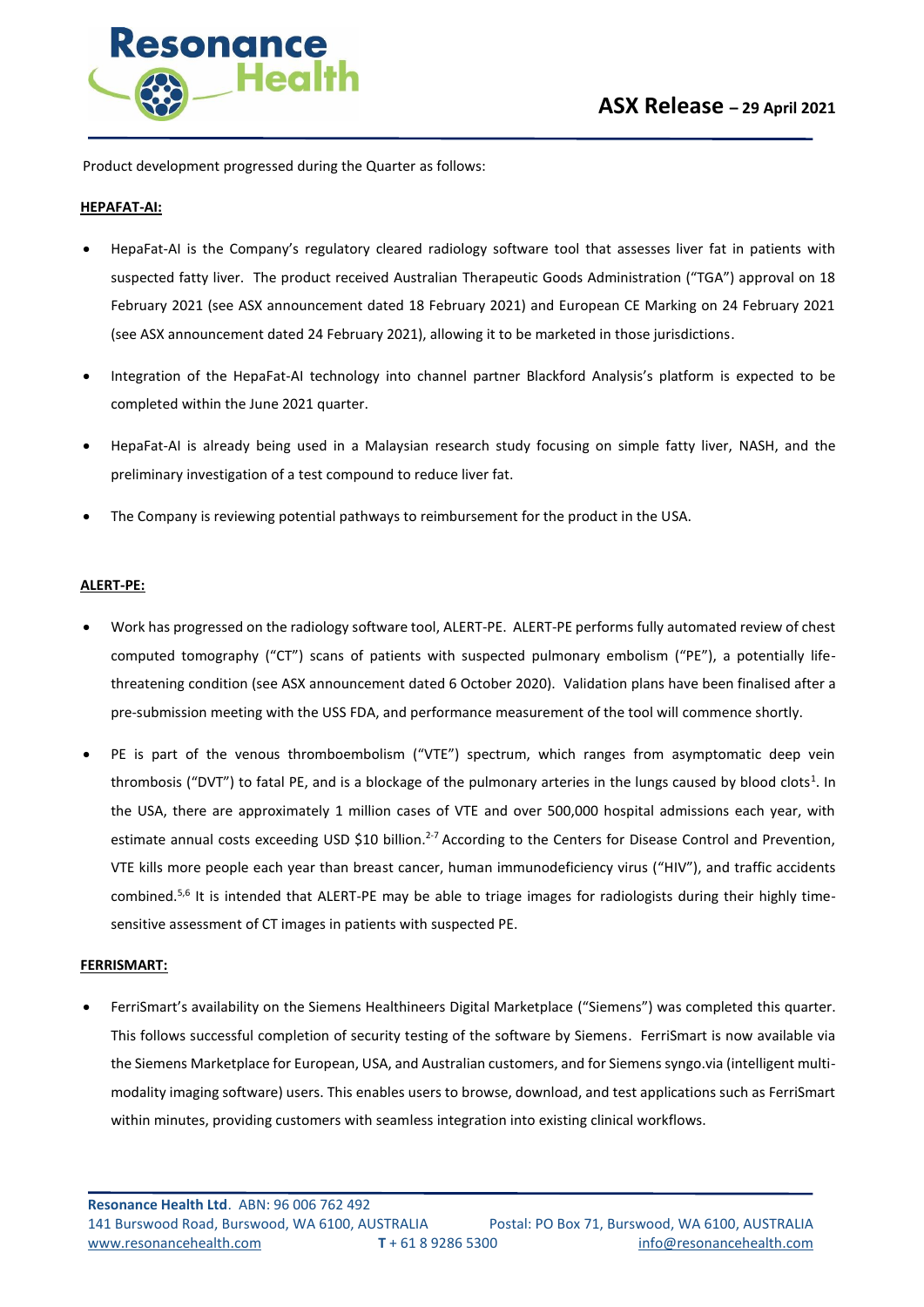Product development progressed during the Quarter as follows:

**HEPAFAT-AI:**

- HepaFat-AI is the Company's regulatory cleared radiology software tool that assesses liver fat in patients with suspected fatty liver. The product received Australian Therapeutic Goods Administration ("TGA") approval on 18 February 2021 (see ASX announcement dated 18 February 2021) and European CE Marking on 24 February 2021 (see ASX announcement dated 24 February 2021), allowing it to be marketed in those jurisdictions.
- Integration of the HepaFat-AI technology into channel partner Blackford Analysis's platform is expected to be completed within the June 2021 quarter.
- HepaFat-AI is already being used in a Malaysian research study focusing on simple fatty liver, NASH, and the preliminary investigation of a test compound to reduce liver fat.
- The Company is reviewing potential pathways to reimbursement for the product in the USA.

**ALERT-PE:**

- Work has progressed on the radiology software tool, ALERT-PE. ALERT-PE performs fully automated review of chest computed tomography ("CT") scans of patients with suspected pulmonary embolism ("PE"), a potentially life-threatening condition (see ASX announcement dated 6 October 2020). Validation plans have been finalised after a pre-submission meeting with the USS FDA, and performance measurement of the tool will commence shortly.
- PE is part of the venous thromboembolism ("VTE") spectrum, which ranges from asymptomatic deep vein thrombosis ("DVT") to fatal PE, and is a blockage of the pulmonary arteries in the lungs caused by blood clots[1]. In the USA, there are approximately 1 million cases of VTE and over 500,000 hospital admissions each year, with estimate annual costs exceeding USD $10 billion.[2-7] According to the Centers for Disease Control and Prevention, VTE kills more people each year than breast cancer, human immunodeficiency virus ("HIV"), and traffic accidents combined.[5,6] It is intended that ALERT-PE may be able to triage images for radiologists during their highly time-sensitive assessment of CT images in patients with suspected PE.

**FERRISMART:**

- FerriSmart's availability on the Siemens Healthineers Digital Marketplace ("Siemens") was completed this quarter. This follows successful completion of security testing of the software by Siemens. FerriSmart is now available via the Siemens Marketplace for European, USA, and Australian customers, and for Siemens syngo.via (intelligent multi-modality imaging software) users. This enables users to browse, download, and test applications such as FerriSmart within minutes, providing customers with seamless integration into existing clinical workflows.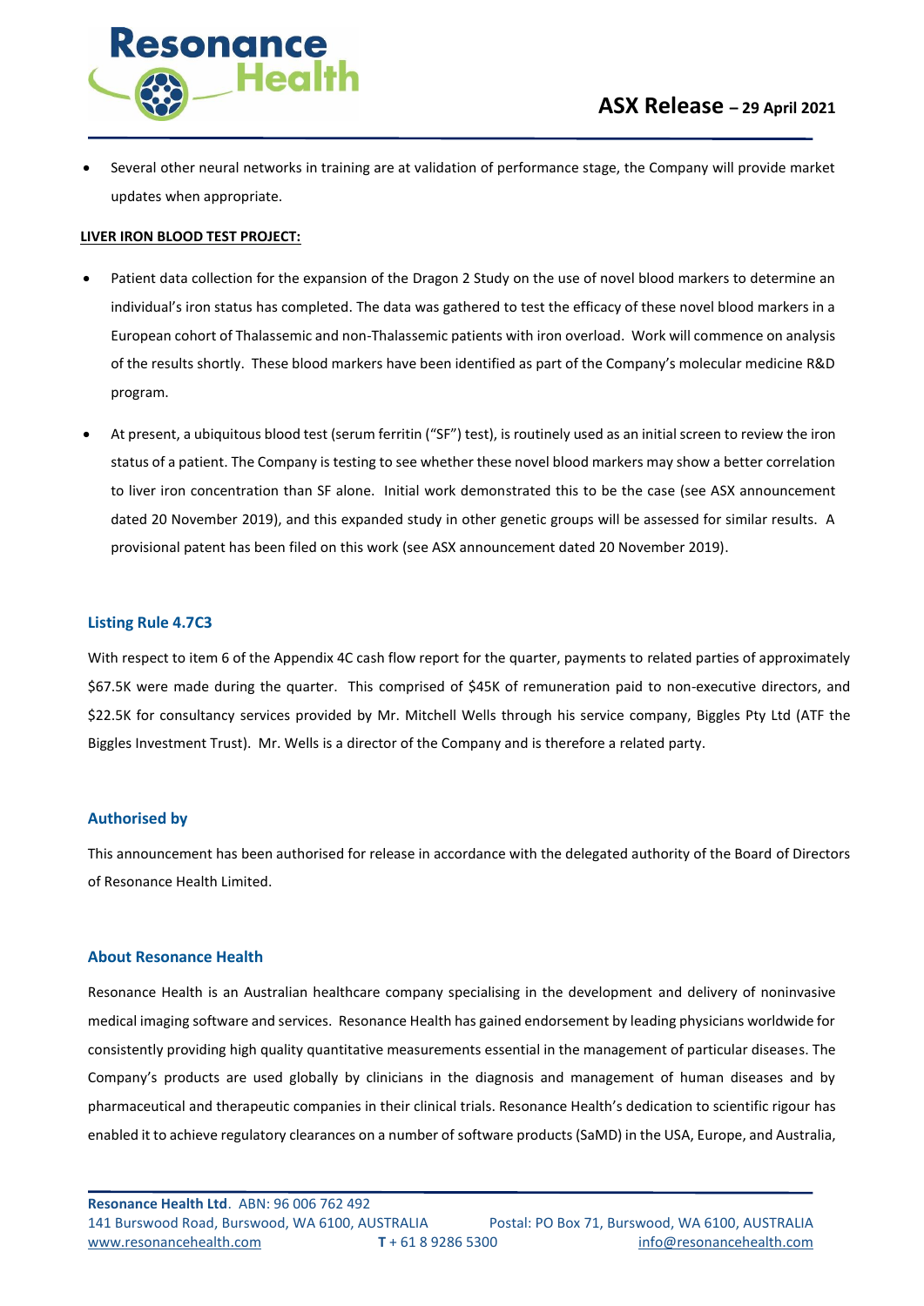- Several other neural networks in training are at validation of performance stage, the Company will provide market updates when appropriate.

**LIVER IRON BLOOD TEST PROJECT:**

- Patient data collection for the expansion of the Dragon 2 Study on the use of novel blood markers to determine an individual's iron status has completed. The data was gathered to test the efficacy of these novel blood markers in a European cohort of Thalassemic and non-Thalassemic patients with iron overload. Work will commence on analysis of the results shortly. These blood markers have been identified as part of the Company's molecular medicine R&D program.

- At present, a ubiquitous blood test (serum ferritin ("SF") test), is routinely used as an initial screen to review the iron status of a patient. The Company is testing to see whether these novel blood markers may show a better correlation to liver iron concentration than SF alone. Initial work demonstrated this to be the case (see ASX announcement dated 20 November 2019), and this expanded study in other genetic groups will be assessed for similar results. A provisional patent has been filed on this work (see ASX announcement dated 20 November 2019).

## Listing Rule 4.7C3

With respect to item 6 of the Appendix 4C cash flow report for the quarter, payments to related parties of approximately \$67.5K were made during the quarter. This comprised of \$45K of remuneration paid to non-executive directors, and \$22.5K for consultancy services provided by Mr. Mitchell Wells through his service company, Biggles Pty Ltd (ATF the Biggles Investment Trust). Mr. Wells is a director of the Company and is therefore a related party.

## Authorised by

This announcement has been authorised for release in accordance with the delegated authority of the Board of Directors of Resonance Health Limited.

## About Resonance Health

Resonance Health is an Australian healthcare company specialising in the development and delivery of noninvasive medical imaging software and services. Resonance Health has gained endorsement by leading physicians worldwide for consistently providing high quality quantitative measurements essential in the management of particular diseases. The Company's products are used globally by clinicians in the diagnosis and management of human diseases and by pharmaceutical and therapeutic companies in their clinical trials. Resonance Health's dedication to scientific rigour has enabled it to achieve regulatory clearances on a number of software products (SaMD) in the USA, Europe, and Australia,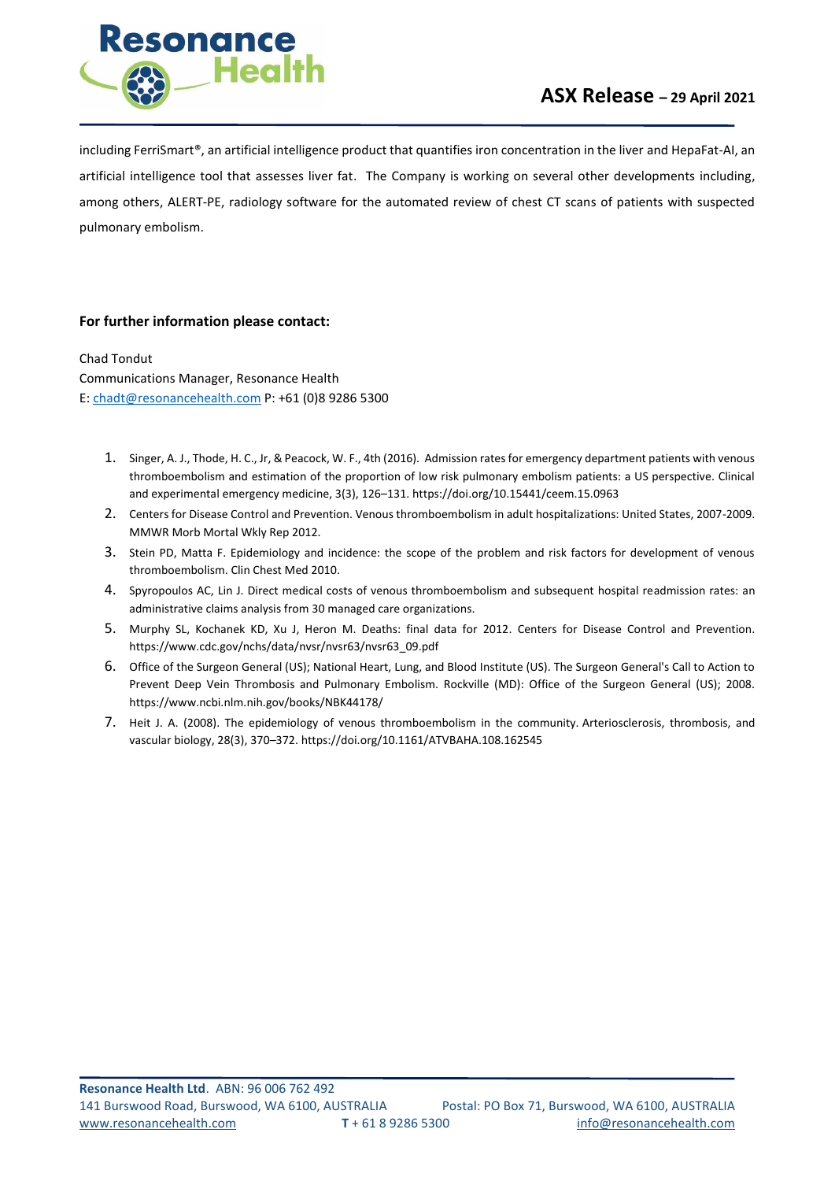including FerriSmart®, an artificial intelligence product that quantifies iron concentration in the liver and HepaFat-AI, an artificial intelligence tool that assesses liver fat. The Company is working on several other developments including, among others, ALERT-PE, radiology software for the automated review of chest CT scans of patients with suspected pulmonary embolism.

**For further information please contact:**

Chad Tondut
Communications Manager, Resonance Health
E: chadt@resonancehealth.com P: +61 (0)8 9286 5300

1. Singer, A. J., Thode, H. C., Jr, & Peacock, W. F., 4th (2016). Admission rates for emergency department patients with venous thromboembolism and estimation of the proportion of low risk pulmonary embolism patients: a US perspective. Clinical and experimental emergency medicine, 3(3), 126–131. https://doi.org/10.15441/ceem.15.0963
2. Centers for Disease Control and Prevention. Venous thromboembolism in adult hospitalizations: United States, 2007-2009. MMWR Morb Mortal Wkly Rep 2012.
3. Stein PD, Matta F. Epidemiology and incidence: the scope of the problem and risk factors for development of venous thromboembolism. Clin Chest Med 2010.
4. Spyropoulos AC, Lin J. Direct medical costs of venous thromboembolism and subsequent hospital readmission rates: an administrative claims analysis from 30 managed care organizations.
5. Murphy SL, Kochanek KD, Xu J, Heron M. Deaths: final data for 2012. Centers for Disease Control and Prevention. https://www.cdc.gov/nchs/data/nvsr/nvsr63/nvsr63_09.pdf
6. Office of the Surgeon General (US); National Heart, Lung, and Blood Institute (US). The Surgeon General's Call to Action to Prevent Deep Vein Thrombosis and Pulmonary Embolism. Rockville (MD): Office of the Surgeon General (US); 2008. https://www.ncbi.nlm.nih.gov/books/NBK44178/
7. Heit J. A. (2008). The epidemiology of venous thromboembolism in the community. Arteriosclerosis, thrombosis, and vascular biology, 28(3), 370–372. https://doi.org/10.1161/ATVBAHA.108.162545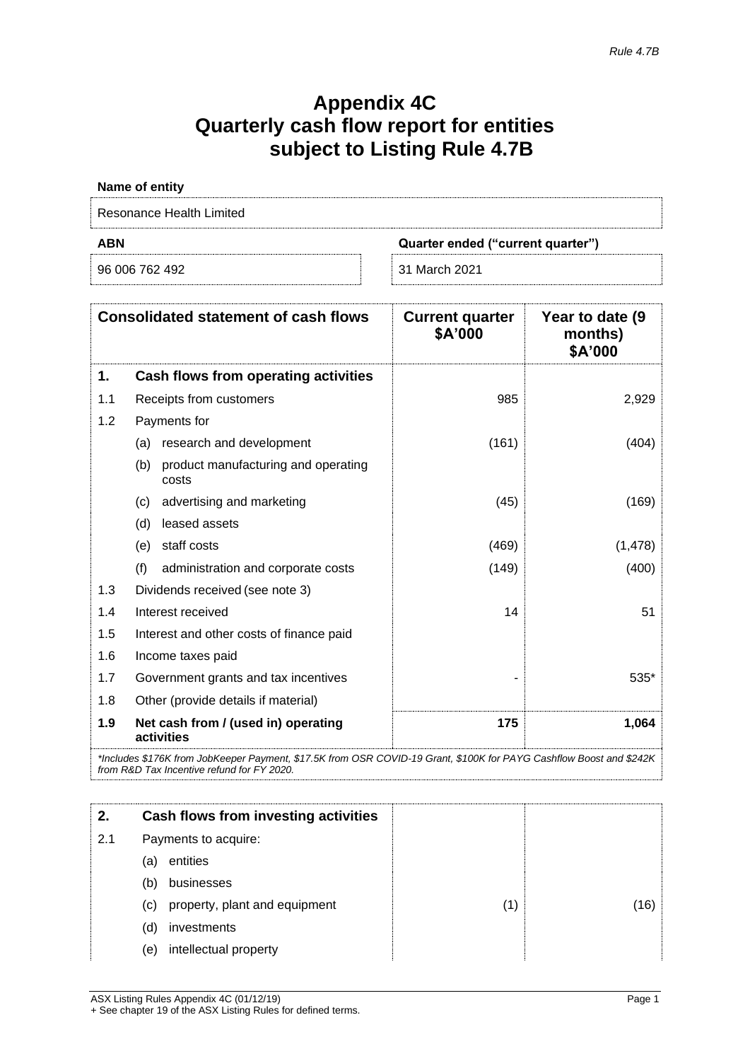*Rule 4.7B*

# Appendix 4C
# Quarterly cash flow report for entities subject to Listing Rule 4.7B

**Name of entity**

Resonance Health Limited

| **ABN** | **Quarter ended ("current quarter")** |
|---|---|
| 96 006 762 492 | 31 March 2021 |

| | **Consolidated statement of cash flows** | **Current quarter $A'000** | **Year to date (9 months) $A'000** |
|---|---|---|---|
| **1.** | **Cash flows from operating activities** | | |
| 1.1 | Receipts from customers | 985 | 2,929 |
| 1.2 | Payments for | | |
| | (a) research and development | (161) | (404) |
| | (b) product manufacturing and operating costs | | |
| | (c) advertising and marketing | (45) | (169) |
| | (d) leased assets | | |
| | (e) staff costs | (469) | (1,478) |
| | (f) administration and corporate costs | (149) | (400) |
| 1.3 | Dividends received (see note 3) | | |
| 1.4 | Interest received | 14 | 51 |
| 1.5 | Interest and other costs of finance paid | | |
| 1.6 | Income taxes paid | | |
| 1.7 | Government grants and tax incentives | - | 535* |
| 1.8 | Other (provide details if material) | | |
| **1.9** | **Net cash from / (used in) operating activities** | **175** | **1,064** |

*\*Includes $176K from JobKeeper Payment, $17.5K from OSR COVID-19 Grant, $100K for PAYG Cashflow Boost and $242K from R&D Tax Incentive refund for FY 2020.*

| **2.** | **Cash flows from investing activities** | | |
|---|---|---|---|
| 2.1 | Payments to acquire: | | |
| | (a) entities | | |
| | (b) businesses | | |
| | (c) property, plant and equipment | (1) | (16) |
| | (d) investments | | |
| | (e) intellectual property | | |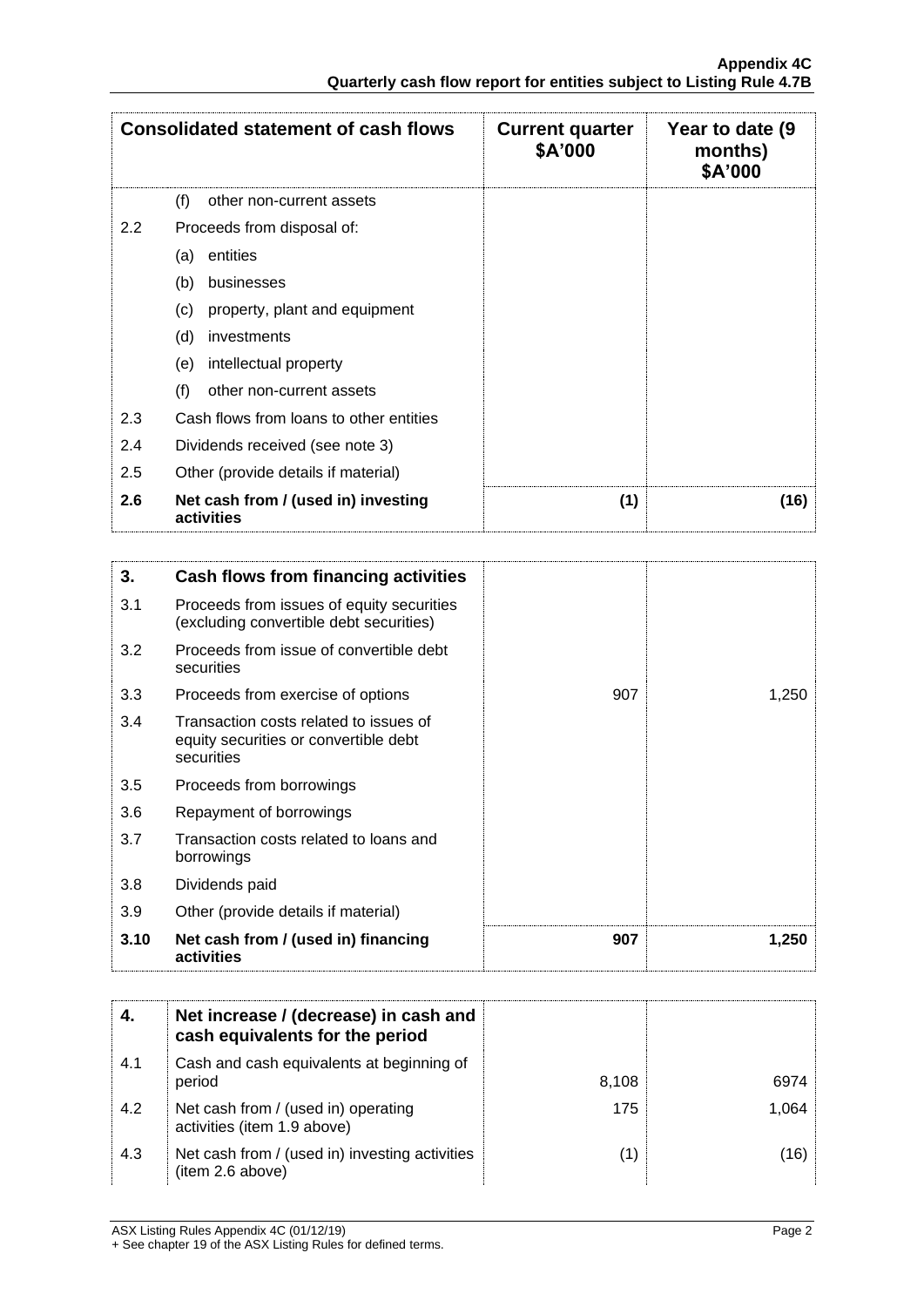| Consolidated statement of cash flows | | Current quarter $A'000 | Year to date (9 months) $A'000 |
|---|---|---|---|
| | (f) other non-current assets | | |
| 2.2 | Proceeds from disposal of: | | |
| | (a) entities | | |
| | (b) businesses | | |
| | (c) property, plant and equipment | | |
| | (d) investments | | |
| | (e) intellectual property | | |
| | (f) other non-current assets | | |
| 2.3 | Cash flows from loans to other entities | | |
| 2.4 | Dividends received (see note 3) | | |
| 2.5 | Other (provide details if material) | | |
| **2.6** | **Net cash from / (used in) investing activities** | **(1)** | **(16)** |

| **3.** | **Cash flows from financing activities** | | |
|---|---|---|---|
| 3.1 | Proceeds from issues of equity securities (excluding convertible debt securities) | | |
| 3.2 | Proceeds from issue of convertible debt securities | | |
| 3.3 | Proceeds from exercise of options | 907 | 1,250 |
| 3.4 | Transaction costs related to issues of equity securities or convertible debt securities | | |
| 3.5 | Proceeds from borrowings | | |
| 3.6 | Repayment of borrowings | | |
| 3.7 | Transaction costs related to loans and borrowings | | |
| 3.8 | Dividends paid | | |
| 3.9 | Other (provide details if material) | | |
| **3.10** | **Net cash from / (used in) financing activities** | **907** | **1,250** |

| **4.** | **Net increase / (decrease) in cash and cash equivalents for the period** | | |
|---|---|---|---|
| 4.1 | Cash and cash equivalents at beginning of period | 8,108 | 6974 |
| 4.2 | Net cash from / (used in) operating activities (item 1.9 above) | 175 | 1,064 |
| 4.3 | Net cash from / (used in) investing activities (item 2.6 above) | (1) | (16) |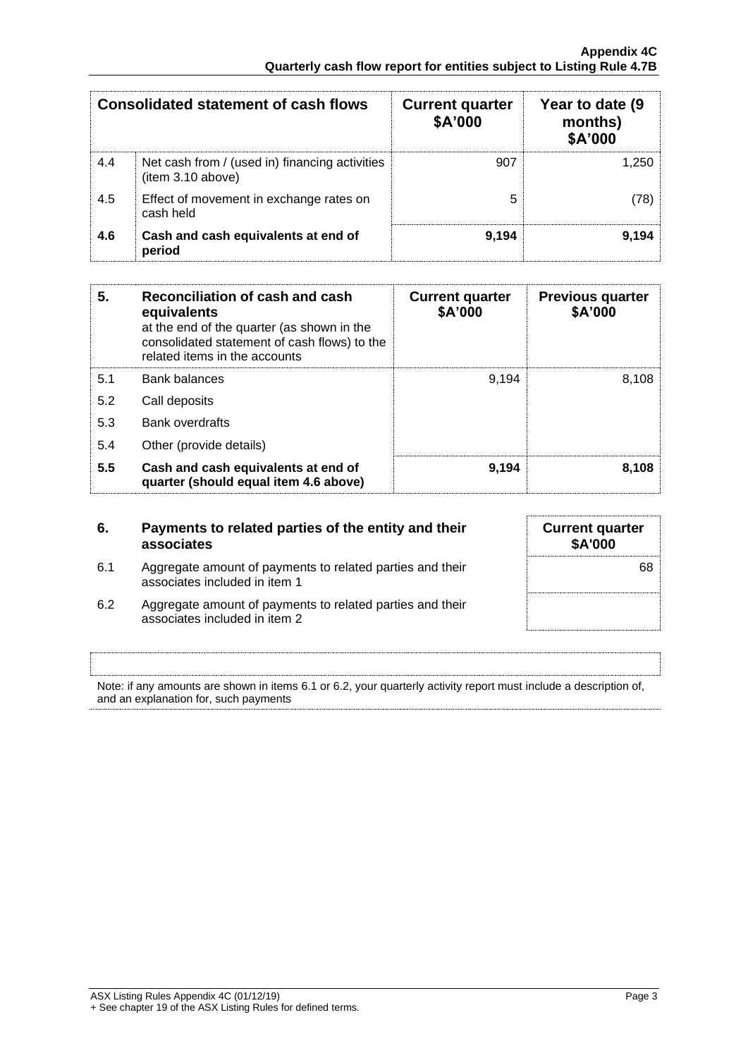| | Consolidated statement of cash flows | Current quarter $A'000 | Year to date (9 months) $A'000 |
|---|---|---|---|
| 4.4 | Net cash from / (used in) financing activities (item 3.10 above) | 907 | 1,250 |
| 4.5 | Effect of movement in exchange rates on cash held | 5 | (78) |
| **4.6** | **Cash and cash equivalents at end of period** | **9,194** | **9,194** |

| **5.** | **Reconciliation of cash and cash equivalents** at the end of the quarter (as shown in the consolidated statement of cash flows) to the related items in the accounts | **Current quarter $A'000** | **Previous quarter $A'000** |
|---|---|---|---|
| 5.1 | Bank balances | 9,194 | 8,108 |
| 5.2 | Call deposits | | |
| 5.3 | Bank overdrafts | | |
| 5.4 | Other (provide details) | | |
| **5.5** | **Cash and cash equivalents at end of quarter (should equal item 4.6 above)** | **9,194** | **8,108** |

| **6.** | **Payments to related parties of the entity and their associates** | **Current quarter $A'000** |
|---|---|---|
| 6.1 | Aggregate amount of payments to related parties and their associates included in item 1 | 68 |
| 6.2 | Aggregate amount of payments to related parties and their associates included in item 2 | |

Note: if any amounts are shown in items 6.1 or 6.2, your quarterly activity report must include a description of, and an explanation for, such payments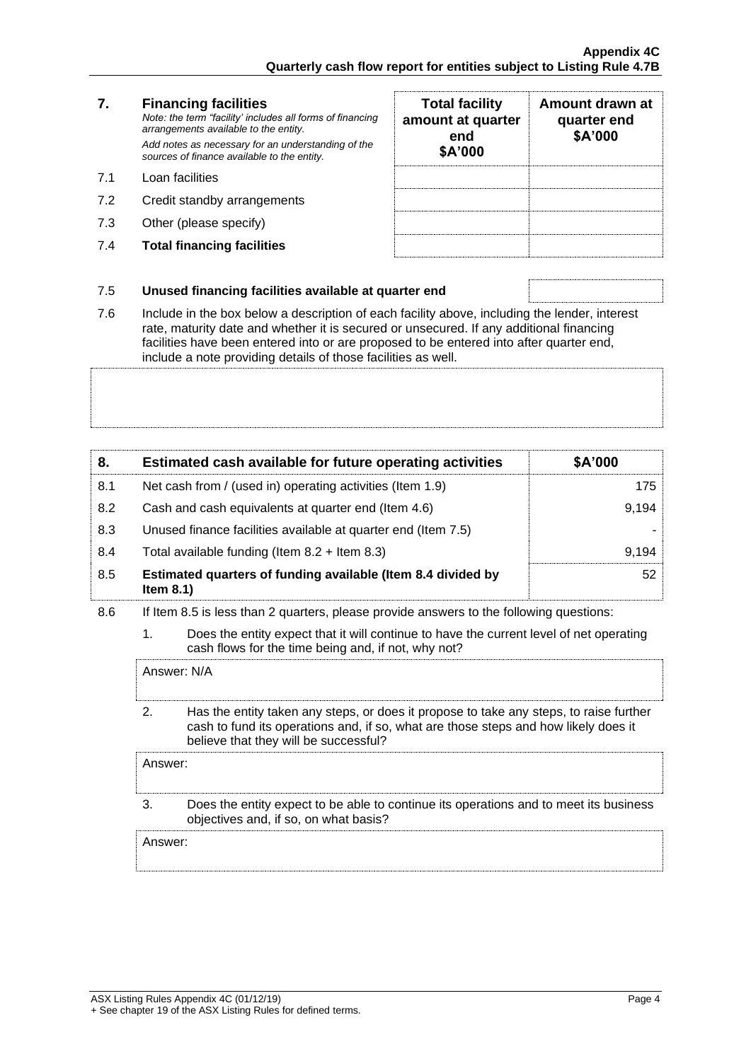| 7. | **Financing facilities**<br>*Note: the term "facility' includes all forms of financing arrangements available to the entity.*<br>*Add notes as necessary for an understanding of the sources of finance available to the entity.* | **Total facility amount at quarter end**<br>**$A'000** | **Amount drawn at quarter end**<br>**$A'000** |
|---|---|---|---|
| 7.1 | Loan facilities | | |
| 7.2 | Credit standby arrangements | | |
| 7.3 | Other (please specify) | | |
| 7.4 | **Total financing facilities** | | |

| | | |
|---|---|---|
| 7.5 | **Unused financing facilities available at quarter end** | |

7.6 Include in the box below a description of each facility above, including the lender, interest rate, maturity date and whether it is secured or unsecured. If any additional financing facilities have been entered into or are proposed to be entered into after quarter end, include a note providing details of those facilities as well.

| 8. | **Estimated cash available for future operating activities** | **$A'000** |
|---|---|---|
| 8.1 | Net cash from / (used in) operating activities (Item 1.9) | 175 |
| 8.2 | Cash and cash equivalents at quarter end (Item 4.6) | 9,194 |
| 8.3 | Unused finance facilities available at quarter end (Item 7.5) | - |
| 8.4 | Total available funding (Item 8.2 + Item 8.3) | 9,194 |
| 8.5 | **Estimated quarters of funding available (Item 8.4 divided by Item 8.1)** | 52 |

8.6 If Item 8.5 is less than 2 quarters, please provide answers to the following questions:

1. Does the entity expect that it will continue to have the current level of net operating cash flows for the time being and, if not, why not?

   Answer: N/A

2. Has the entity taken any steps, or does it propose to take any steps, to raise further cash to fund its operations and, if so, what are those steps and how likely does it believe that they will be successful?

   Answer:

3. Does the entity expect to be able to continue its operations and to meet its business objectives and, if so, on what basis?

   Answer: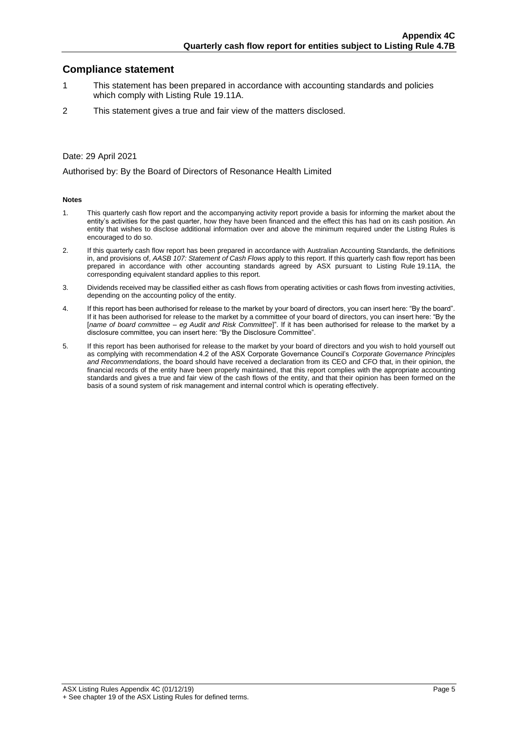## Compliance statement

1. This statement has been prepared in accordance with accounting standards and policies which comply with Listing Rule 19.11A.
2. This statement gives a true and fair view of the matters disclosed.

Date: 29 April 2021

Authorised by: By the Board of Directors of Resonance Health Limited

**Notes**

1. This quarterly cash flow report and the accompanying activity report provide a basis for informing the market about the entity's activities for the past quarter, how they have been financed and the effect this has had on its cash position. An entity that wishes to disclose additional information over and above the minimum required under the Listing Rules is encouraged to do so.
2. If this quarterly cash flow report has been prepared in accordance with Australian Accounting Standards, the definitions in, and provisions of, *AASB 107: Statement of Cash Flows* apply to this report. If this quarterly cash flow report has been prepared in accordance with other accounting standards agreed by ASX pursuant to Listing Rule 19.11A, the corresponding equivalent standard applies to this report.
3. Dividends received may be classified either as cash flows from operating activities or cash flows from investing activities, depending on the accounting policy of the entity.
4. If this report has been authorised for release to the market by your board of directors, you can insert here: "By the board". If it has been authorised for release to the market by a committee of your board of directors, you can insert here: "By the [*name of board committee – eg Audit and Risk Committee*]". If it has been authorised for release to the market by a disclosure committee, you can insert here: "By the Disclosure Committee".
5. If this report has been authorised for release to the market by your board of directors and you wish to hold yourself out as complying with recommendation 4.2 of the ASX Corporate Governance Council's *Corporate Governance Principles and Recommendations*, the board should have received a declaration from its CEO and CFO that, in their opinion, the financial records of the entity have been properly maintained, that this report complies with the appropriate accounting standards and gives a true and fair view of the cash flows of the entity, and that their opinion has been formed on the basis of a sound system of risk management and internal control which is operating effectively.